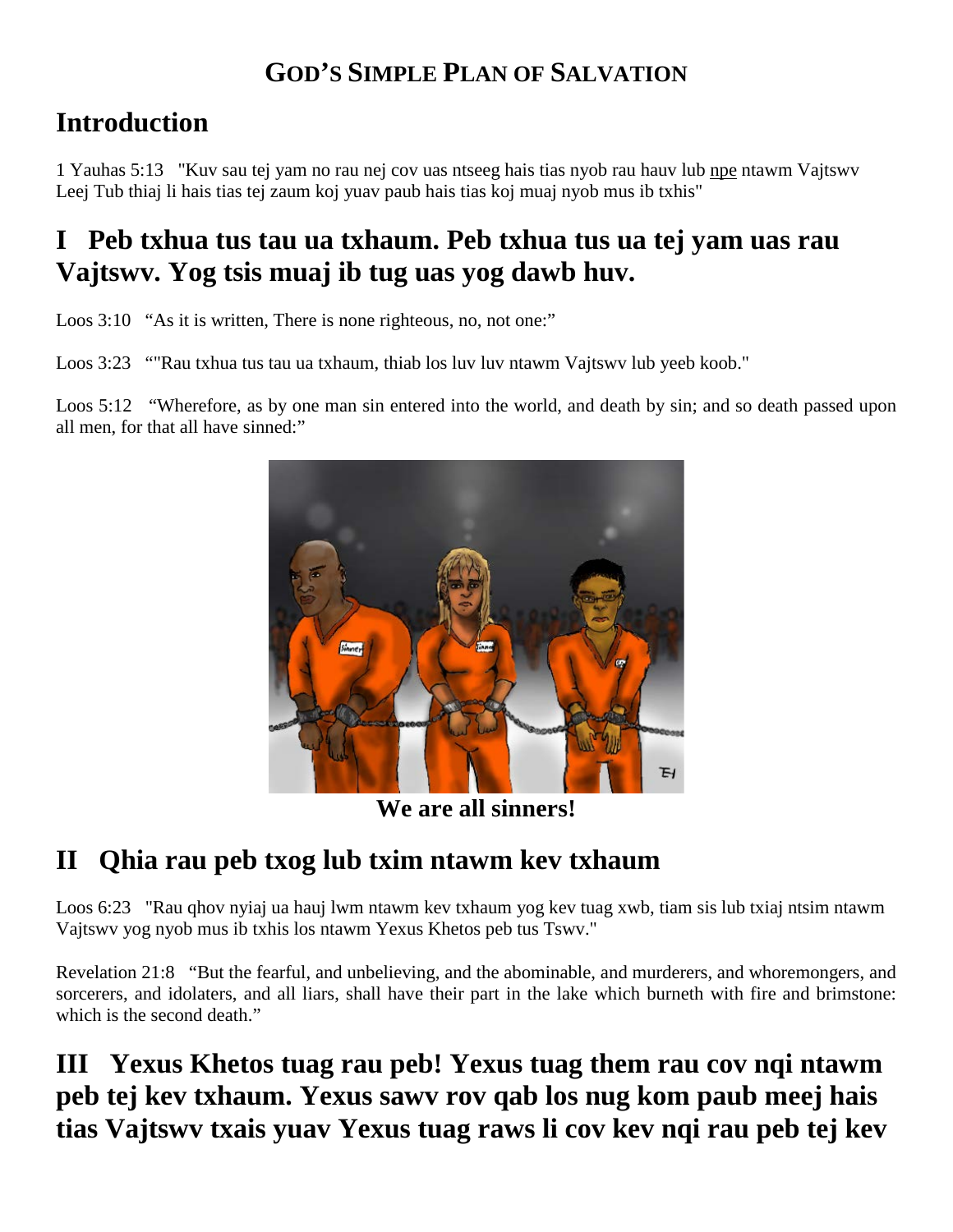# GOD'S SIMPLE PLAN OF SALVATION

## Introduction

1 Yauhas 5:13 "Kuv sau tej yam no rau nej cov uas ntseeg hais tias nyob rau hauv lub npe ntawm Vajtswv Leej Tub thiaj li hais tias tej zaum koj yuav paub hais tias koj muaj nyob mus ib txhis"

## I Peb txhua tus tau ua txhaum. Peb txhua tus ua tej yam uas rau Vajtswv. Yog tsis muaj ib tug uas yog dawb huv.

Loos 3:10 "As it is written, There is none righteous, no, not one:"

Loos 3:23 ""Rau txhua tus tau ua txhaum, thiab los luv luv ntawm Vajtswv lub yeeb koob."

Loos 5:12 "Wherefore, as by one man sin entered into the world, and death by sin; and so death passed upon all men, for that all have sinned:"

**We are all sinners!**

## II Qhia rau peb txog lub txim ntawm kev txhaum

Loos 6:23 "Rau qhov nyiaj ua hauj lwm ntawm kev txhaum yog kev tuag xwb, tiam sis lub txiaj ntsim ntawm Vajtswv yog nyob mus ib txhis los ntawm Yexus Khetos peb tus Tswv."

Revelation 21:8 "But the fearful, and unbelieving, and the abominable, and murderers, and whoremongers, and sorcerers, and idolaters, and all liars, shall have their part in the lake which burneth with fire and brimstone: which is the second death."

## III Yexus Khetos tuag rau peb! Yexus tuag them rau cov nqi ntawm peb tej kev txhaum. Yexus sawv rov qab los nug kom paub meej hais tias Vajtswv txais yuav Yexus tuag raws li cov kev nqi rau peb tej kev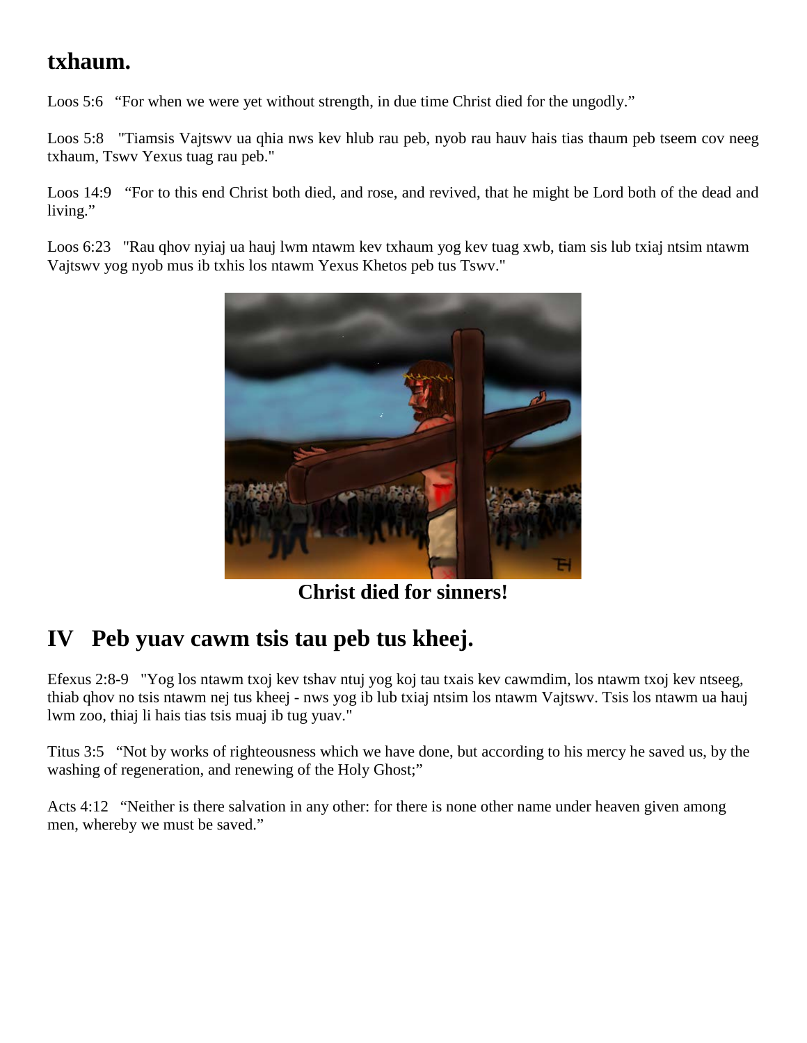**txhaum.**

Loos 5:6 "For when we were yet without strength, in due time Christ died for the ungodly."

Loos 5:8 "Tiamsis Vajtswv ua qhia nws kev hlub rau peb, nyob rau hauv hais tias thaum peb tseem cov neeg txhaum, Tswv Yexus tuag rau peb."

Loos 14:9 "For to this end Christ both died, and rose, and revived, that he might be Lord both of the dead and living."

Loos 6:23 "Rau qhov nyiaj ua hauj lwm ntawm kev txhaum yog kev tuag xwb, tiam sis lub txiaj ntsim ntawm Vajtswv yog nyob mus ib txhis los ntawm Yexus Khetos peb tus Tswv."

**Christ died for sinners!**

## IV Peb yuav cawm tsis tau peb tus kheej.

Efexus 2:8-9 "Yog los ntawm txoj kev tshav ntuj yog koj tau txais kev cawmdim, los ntawm txoj kev ntseeg, thiab qhov no tsis ntawm nej tus kheej - nws yog ib lub txiaj ntsim los ntawm Vajtswv. Tsis los ntawm ua hauj lwm zoo, thiaj li hais tias tsis muaj ib tug yuav."

Titus 3:5 "Not by works of righteousness which we have done, but according to his mercy he saved us, by the washing of regeneration, and renewing of the Holy Ghost;"

Acts 4:12 "Neither is there salvation in any other: for there is none other name under heaven given among men, whereby we must be saved."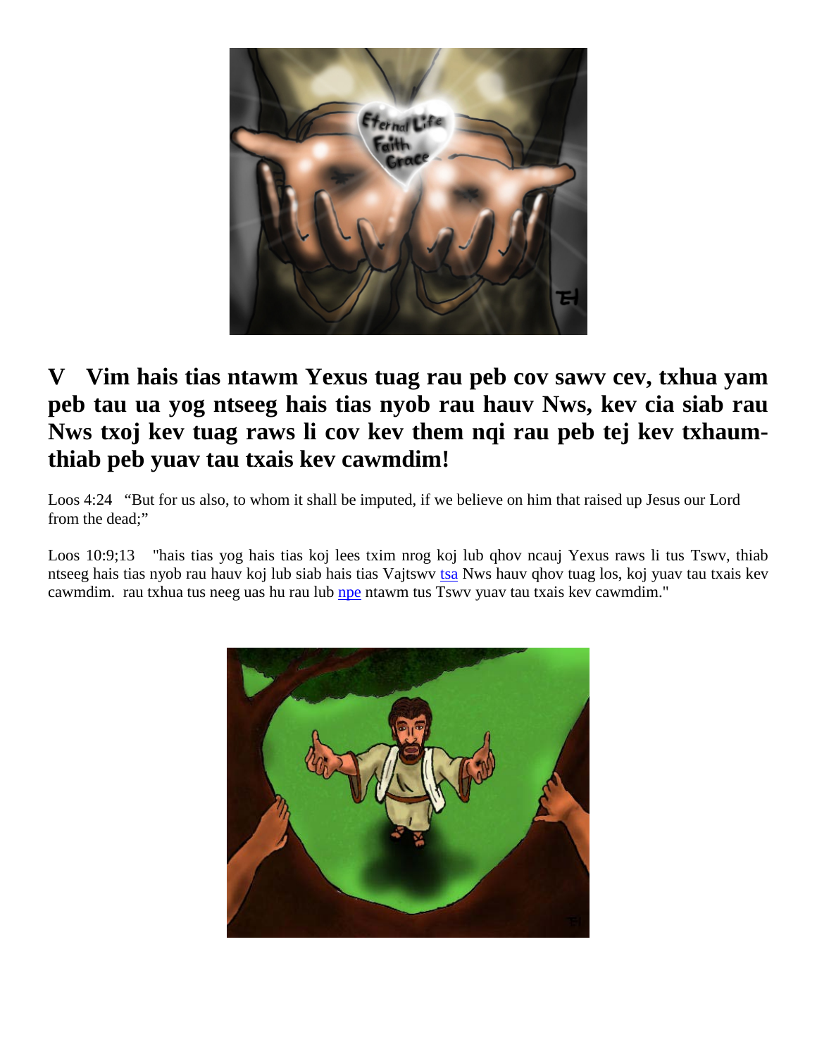## V Vim hais tias ntawm Yexus tuag rau peb cov sawv cev, txhua yam peb tau ua yog ntseeg hais tias nyob rau hauv Nws, kev cia siab rau Nws txoj kev tuag raws li cov kev them nqi rau peb tej kev txhaum-thiab peb yuav tau txais kev cawmdim!

Loos 4:24 "But for us also, to whom it shall be imputed, if we believe on him that raised up Jesus our Lord from the dead;"

Loos 10:9;13 "hais tias yog hais tias koj lees txim nrog koj lub qhov ncauj Yexus raws li tus Tswv, thiab ntseeg hais tias nyob rau hauv koj lub siab hais tias Vajtswv tsa Nws hauv qhov tuag los, koj yuav tau txais kev cawmdim. rau txhua tus neeg uas hu rau lub npe ntawm tus Tswv yuav tau txais kev cawmdim."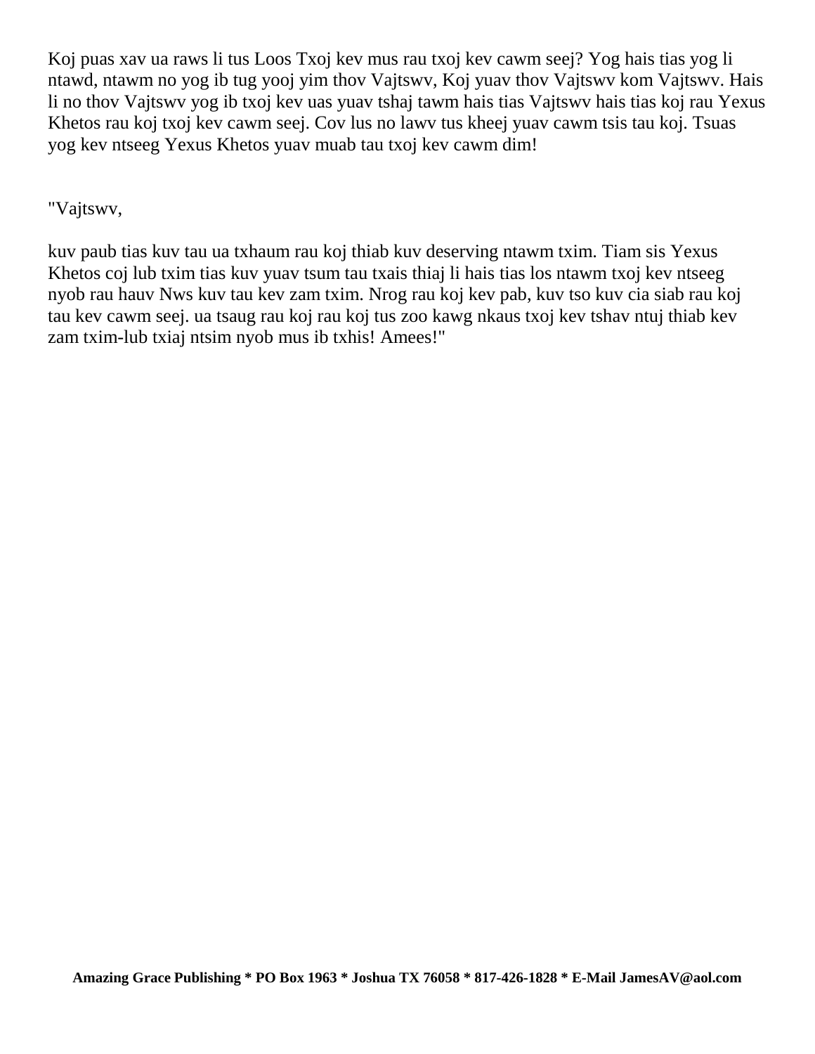Koj puas xav ua raws li tus Loos Txoj kev mus rau txoj kev cawm seej? Yog hais tias yog li ntawd, ntawm no yog ib tug yooj yim thov Vajtswv, Koj yuav thov Vajtswv kom Vajtswv. Hais li no thov Vajtswv yog ib txoj kev uas yuav tshaj tawm hais tias Vajtswv hais tias koj rau Yexus Khetos rau koj txoj kev cawm seej. Cov lus no lawv tus kheej yuav cawm tsis tau koj. Tsuas yog kev ntseeg Yexus Khetos yuav muab tau txoj kev cawm dim!

"Vajtswv,

kuv paub tias kuv tau ua txhaum rau koj thiab kuv deserving ntawm txim. Tiam sis Yexus Khetos coj lub txim tias kuv yuav tsum tau txais thiaj li hais tias los ntawm txoj kev ntseeg nyob rau hauv Nws kuv tau kev zam txim. Nrog rau koj kev pab, kuv tso kuv cia siab rau koj tau kev cawm seej. ua tsaug rau koj rau koj tus zoo kawg nkaus txoj kev tshav ntuj thiab kev zam txim-lub txiaj ntsim nyob mus ib txhis! Amees!"